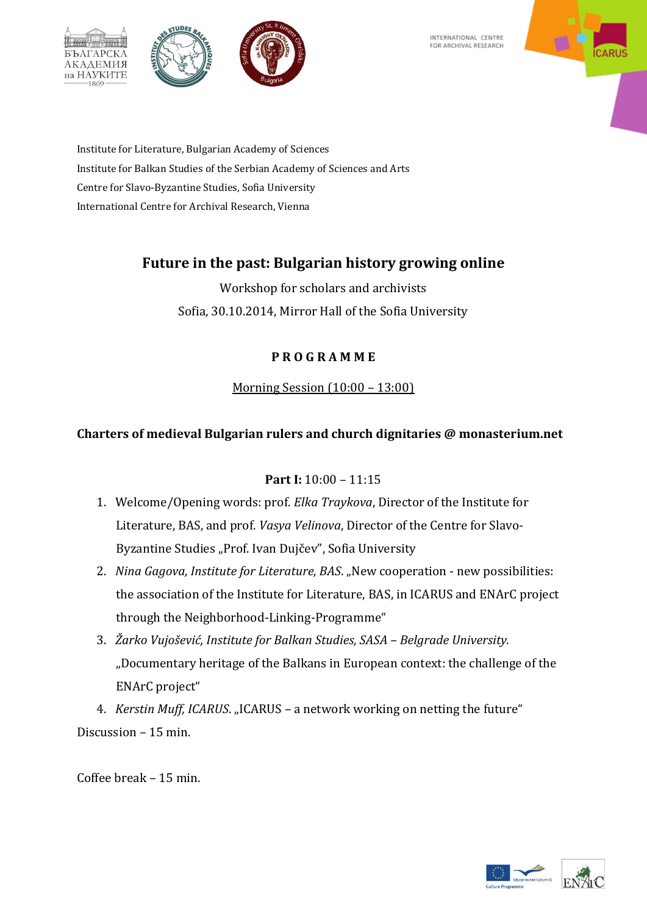Institute for Literature, Bulgarian Academy of Sciences
Institute for Balkan Studies of the Serbian Academy of Sciences and Arts
Centre for Slavo-Byzantine Studies, Sofia University
International Centre for Archival Research, Vienna

# Future in the past: Bulgarian history growing online

Workshop for scholars and archivists

Sofia, 30.10.2014, Mirror Hall of the Sofia University

## P R O G R A M M E

Morning Session (10:00 – 13:00)

### Charters of medieval Bulgarian rulers and church dignitaries @ monasterium.net

**Part I:** 10:00 – 11:15

1. Welcome/Opening words: prof. *Elka Traykova*, Director of the Institute for Literature, BAS, and prof. *Vasya Velinova*, Director of the Centre for Slavo-Byzantine Studies „Prof. Ivan Dujčev", Sofia University
2. *Nina Gagova, Institute for Literature, BAS*. „New cooperation - new possibilities: the association of the Institute for Literature, BAS, in ICARUS and ENArC project through the Neighborhood-Linking-Programme"
3. *Žarko Vujošević, Institute for Balkan Studies, SASA – Belgrade University.* „Documentary heritage of the Balkans in European context: the challenge of the ENArC project"
4. *Kerstin Muff, ICARUS*. „ICARUS – a network working on netting the future"

Discussion – 15 min.

Coffee break – 15 min.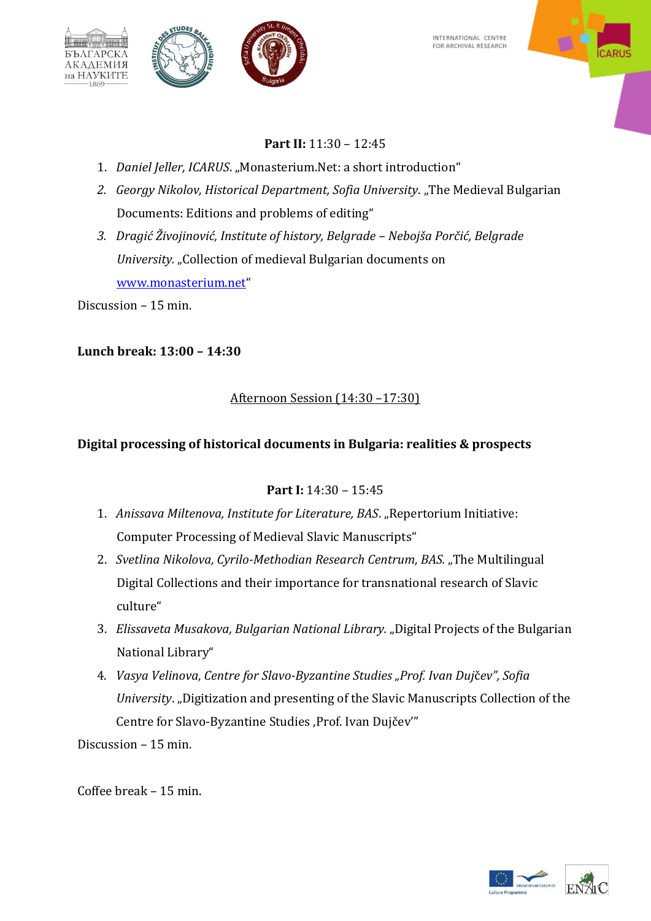**Part II:** 11:30 – 12:45

1. *Daniel Jeller, ICARUS*. „Monasterium.Net: a short introduction"
2. *Georgy Nikolov, Historical Department, Sofia University*. „The Medieval Bulgarian Documents: Editions and problems of editing"
3. *Dragić Živojinović, Institute of history, Belgrade – Nebojša Porčić, Belgrade University*. „Collection of medieval Bulgarian documents on www.monasterium.net"

Discussion – 15 min.

**Lunch break: 13:00 – 14:30**

Afternoon Session (14:30 –17:30)

**Digital processing of historical documents in Bulgaria: realities & prospects**

**Part I:** 14:30 – 15:45

1. *Anissava Miltenova, Institute for Literature, BAS*. „Repertorium Initiative: Computer Processing of Medieval Slavic Manuscripts"
2. *Svetlina Nikolova, Cyrilo-Methodian Research Centrum, BAS.* „The Multilingual Digital Collections and their importance for transnational research of Slavic culture"
3. *Elissaveta Musakova, Bulgarian National Library.* „Digital Projects of the Bulgarian National Library"
4. *Vasya Velinova, Centre for Slavo-Byzantine Studies „Prof. Ivan Dujčev", Sofia University*. „Digitization and presenting of the Slavic Manuscripts Collection of the Centre for Slavo-Byzantine Studies ‚Prof. Ivan Dujčev'"

Discussion – 15 min.

Coffee break – 15 min.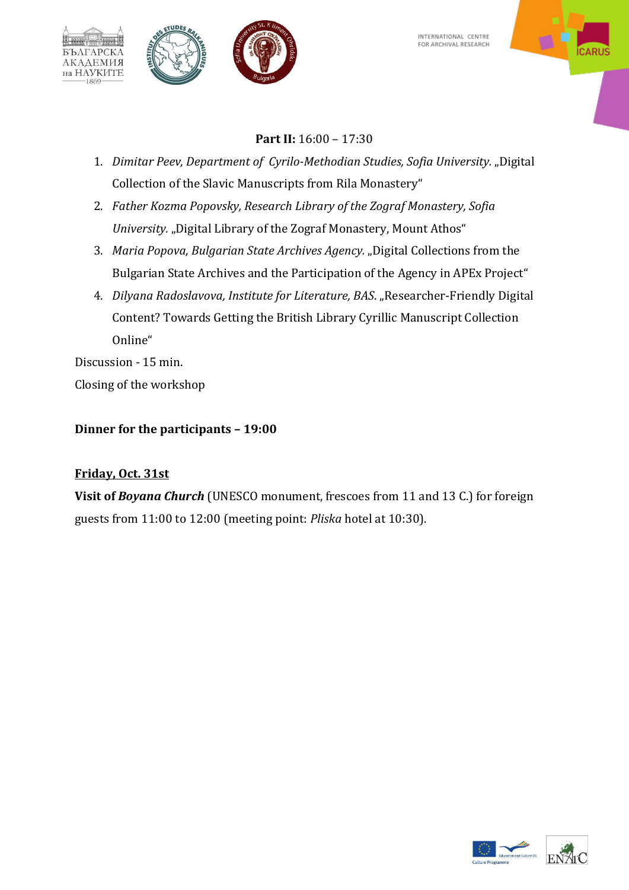**Part II:** 16:00 – 17:30

1. *Dimitar Peev, Department of Cyrilo-Methodian Studies, Sofia University.* „Digital Collection of the Slavic Manuscripts from Rila Monastery“
2. *Father Kozma Popovsky, Research Library of the Zograf Monastery, Sofia University.* „Digital Library of the Zograf Monastery, Mount Athos“
3. *Maria Popova, Bulgarian State Archives Agency.* „Digital Collections from the Bulgarian State Archives and the Participation of the Agency in APEx Project“
4. *Dilyana Radoslavova, Institute for Literature, BAS.* „Researcher-Friendly Digital Content? Towards Getting the British Library Cyrillic Manuscript Collection Online“

Discussion - 15 min.

Closing of the workshop

**Dinner for the participants – 19:00**

**Friday, Oct. 31st**

**Visit of *Boyana Church*** (UNESCO monument, frescoes from 11 and 13 C.) for foreign guests from 11:00 to 12:00 (meeting point: *Pliska* hotel at 10:30).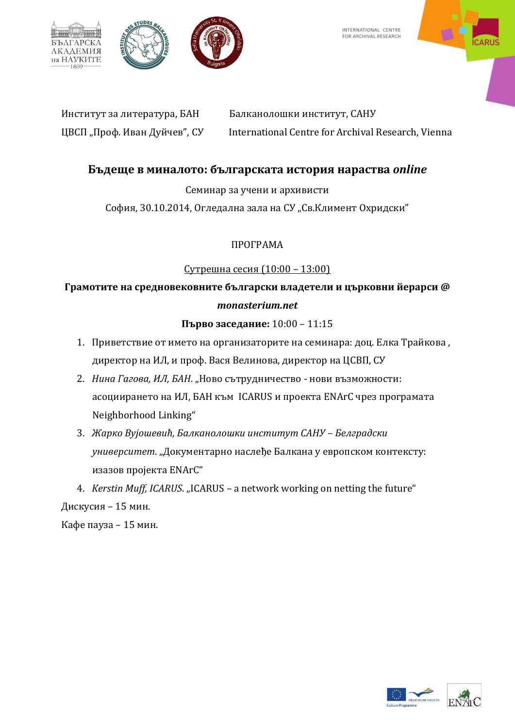Институт за литература, БАН Балканолошки институт, САНУ

ЦВСП „Проф. Иван Дуйчев", СУ International Centre for Archival Research, Vienna

## Бъдеще в миналото: българската история нараства *online*

Семинар за учени и архивисти

София, 30.10.2014, Огледална зала на СУ „Св.Климент Охридски"

ПРОГРАМА

Сутрешна сесия (10:00 – 13:00)

**Грамотите на средновековните български владетели и църковни йерарси @ *monasterium.net***

**Първо заседание:** 10:00 – 11:15

1. Приветствие от името на организаторите на семинара: доц. Елка Трайкова , директор на ИЛ, и проф. Вася Велинова, директор на ЦСВП, СУ
2. *Нина Гагова, ИЛ, БАН*. „Ново сътрудничество - нови възможности: асоциирането на ИЛ, БАН към ICARUS и проекта ENArC чрез програмата Neighborhood Linking"
3. *Жарко Вујошевић, Балканолошки институт САНУ – Белградски университет*. „Документарно наслеђе Балкана у европском контексту: изазов пројекта ENArC"
4. *Kerstin Muff, ICARUS*. „ICARUS – a network working on netting the future"

Дискусия – 15 мин.

Кафе пауза – 15 мин.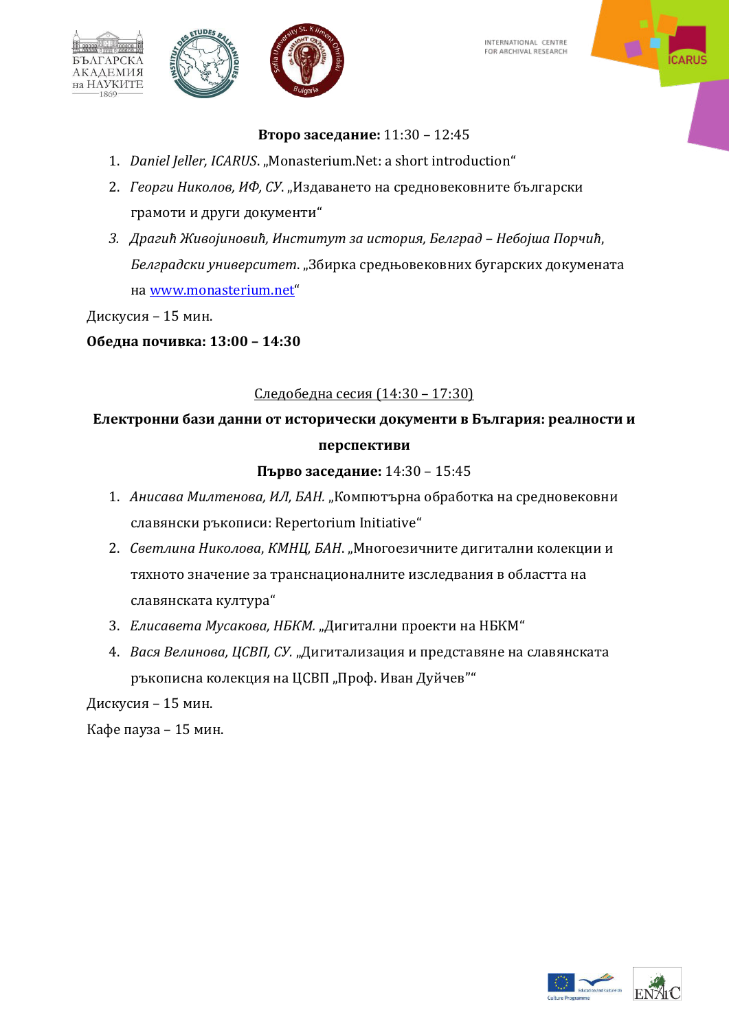**Второ заседание:** 11:30 – 12:45

1. *Daniel Jeller, ICARUS*. „Monasterium.Net: a short introduction"
2. *Георги Николов, ИФ, СУ*. „Издаването на средновековните български грамоти и други документи"
3. *Драгић Живојиновић, Институт за историја, Белград – Небојша Порчић, Белградски университет*. „Збирка средњовековних бугарских докумената на www.monasterium.net"

Дискусия – 15 мин.

**Обедна почивка: 13:00 – 14:30**

Следобедна сесия (14:30 – 17:30)

**Електронни бази данни от исторически документи в България: реалности и перспективи**

**Първо заседание:** 14:30 – 15:45

1. *Анисава Милтенова, ИЛ, БАН.* „Компютърна обработка на средновековни славянски ръкописи: Repertorium Initiative"
2. *Светлина Николова, КМНЦ, БАН*. „Многоезичните дигитални колекции и тяхното значение за транснационалните изследвания в областта на славянската култура"
3. *Елисавета Мусакова, НБКМ.* „Дигитални проекти на НБКМ"
4. *Вася Велинова, ЦСВП, СУ.* „Дигитализация и представяне на славянската ръкописна колекция на ЦСВП „Проф. Иван Дуйчев""

Дискусия – 15 мин.

Кафе пауза – 15 мин.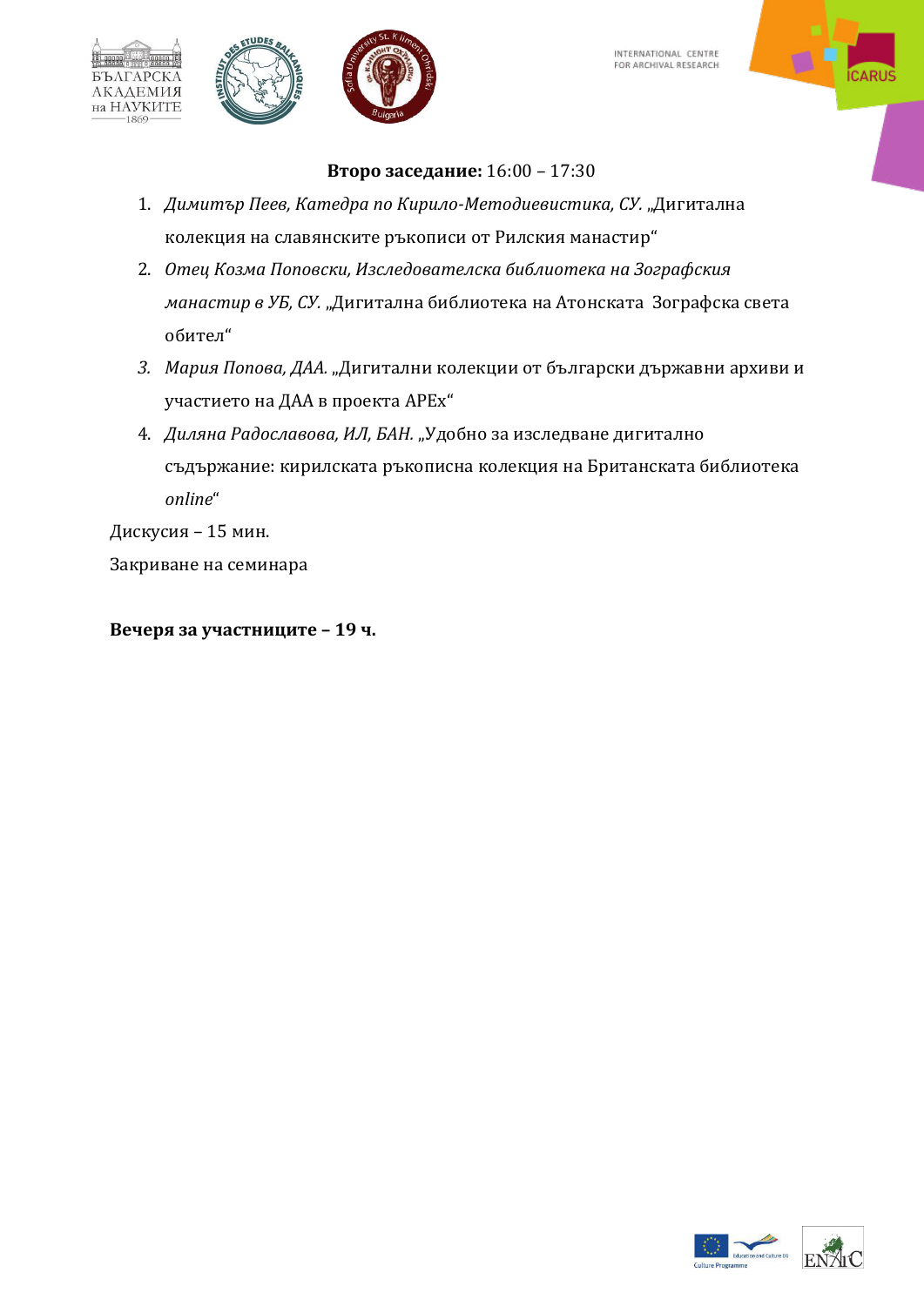**Второ заседание:** 16:00 – 17:30

1. *Димитър Пеев, Катедра по Кирило-Методиевистика, СУ.* „Дигитална колекция на славянските ръкописи от Рилския манастир"
2. *Отец Козма Поповски, Изследователска библиотека на Зографския манастир в УБ, СУ.* „Дигитална библиотека на Атонската Зографска света обител"
3. *Мария Попова, ДАА.* „Дигитални колекции от български държавни архиви и участието на ДАА в проекта APEx"
4. *Диляна Радославова, ИЛ, БАН.* „Удобно за изследване дигитално съдържание: кирилската ръкописна колекция на Британската библиотека *online*"

Дискусия – 15 мин.

Закриване на семинара

**Вечеря за участниците – 19 ч.**